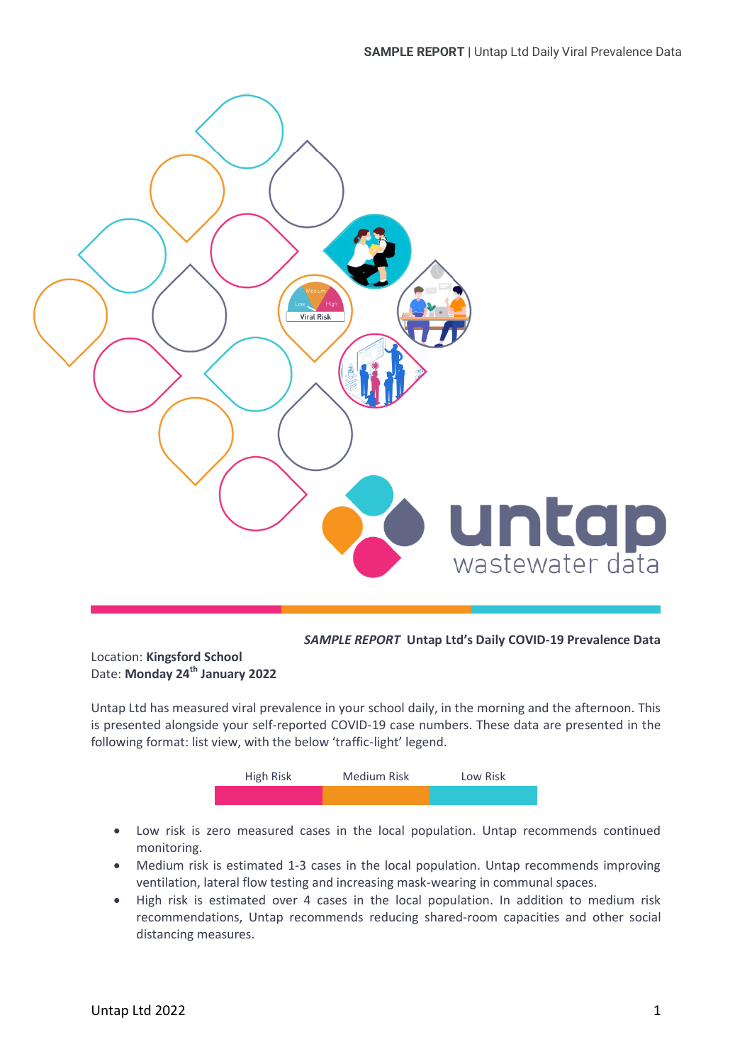**SAMPLE REPORT** Untap Ltd's Daily COVID-19 Prevalence Data

Location: **Kingsford School**
Date: **Monday 24th January 2022**

Untap Ltd has measured viral prevalence in your school daily, in the morning and the afternoon. This is presented alongside your self-reported COVID-19 case numbers. These data are presented in the following format: list view, with the below 'traffic-light' legend.

| High Risk | Medium Risk | Low Risk |
| --- | --- | --- |

- Low risk is zero measured cases in the local population. Untap recommends continued monitoring.
- Medium risk is estimated 1-3 cases in the local population. Untap recommends improving ventilation, lateral flow testing and increasing mask-wearing in communal spaces.
- High risk is estimated over 4 cases in the local population. In addition to medium risk recommendations, Untap recommends reducing shared-room capacities and other social distancing measures.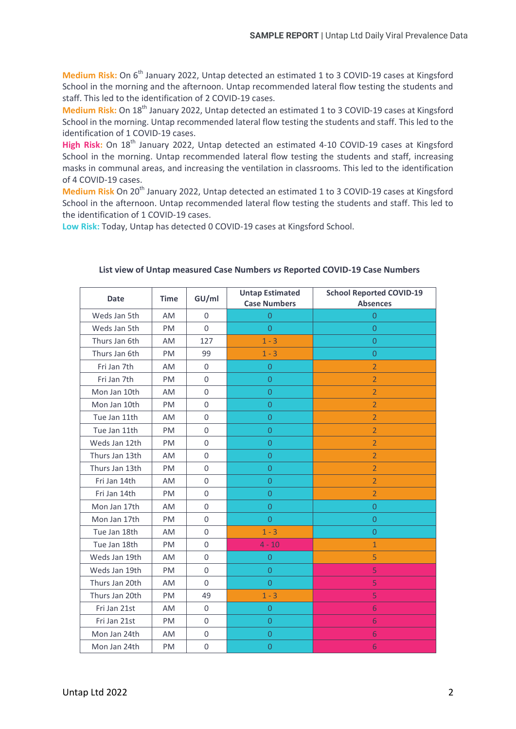**Medium Risk:** On 6th January 2022, Untap detected an estimated 1 to 3 COVID-19 cases at Kingsford School in the morning and the afternoon. Untap recommended lateral flow testing the students and staff. This led to the identification of 2 COVID-19 cases.

**Medium Risk:** On 18th January 2022, Untap detected an estimated 1 to 3 COVID-19 cases at Kingsford School in the morning. Untap recommended lateral flow testing the students and staff. This led to the identification of 1 COVID-19 cases.

**High Risk:** On 18th January 2022, Untap detected an estimated 4-10 COVID-19 cases at Kingsford School in the morning. Untap recommended lateral flow testing the students and staff, increasing masks in communal areas, and increasing the ventilation in classrooms. This led to the identification of 4 COVID-19 cases.

**Medium Risk** On 20th January 2022, Untap detected an estimated 1 to 3 COVID-19 cases at Kingsford School in the afternoon. Untap recommended lateral flow testing the students and staff. This led to the identification of 1 COVID-19 cases.

**Low Risk:** Today, Untap has detected 0 COVID-19 cases at Kingsford School.

**List view of Untap measured Case Numbers *vs* Reported COVID-19 Case Numbers**

| Date | Time | GU/ml | Untap Estimated Case Numbers | School Reported COVID-19 Absences |
|---|---|---|---|---|
| Weds Jan 5th | AM | 0 | 0 | 0 |
| Weds Jan 5th | PM | 0 | 0 | 0 |
| Thurs Jan 6th | AM | 127 | 1 - 3 | 0 |
| Thurs Jan 6th | PM | 99 | 1 - 3 | 0 |
| Fri Jan 7th | AM | 0 | 0 | 2 |
| Fri Jan 7th | PM | 0 | 0 | 2 |
| Mon Jan 10th | AM | 0 | 0 | 2 |
| Mon Jan 10th | PM | 0 | 0 | 2 |
| Tue Jan 11th | AM | 0 | 0 | 2 |
| Tue Jan 11th | PM | 0 | 0 | 2 |
| Weds Jan 12th | PM | 0 | 0 | 2 |
| Thurs Jan 13th | AM | 0 | 0 | 2 |
| Thurs Jan 13th | PM | 0 | 0 | 2 |
| Fri Jan 14th | AM | 0 | 0 | 2 |
| Fri Jan 14th | PM | 0 | 0 | 2 |
| Mon Jan 17th | AM | 0 | 0 | 0 |
| Mon Jan 17th | PM | 0 | 0 | 0 |
| Tue Jan 18th | AM | 0 | 1 - 3 | 0 |
| Tue Jan 18th | PM | 0 | 4 - 10 | 1 |
| Weds Jan 19th | AM | 0 | 0 | 5 |
| Weds Jan 19th | PM | 0 | 0 | 5 |
| Thurs Jan 20th | AM | 0 | 0 | 5 |
| Thurs Jan 20th | PM | 49 | 1 - 3 | 5 |
| Fri Jan 21st | AM | 0 | 0 | 6 |
| Fri Jan 21st | PM | 0 | 0 | 6 |
| Mon Jan 24th | AM | 0 | 0 | 6 |
| Mon Jan 24th | PM | 0 | 0 | 6 |